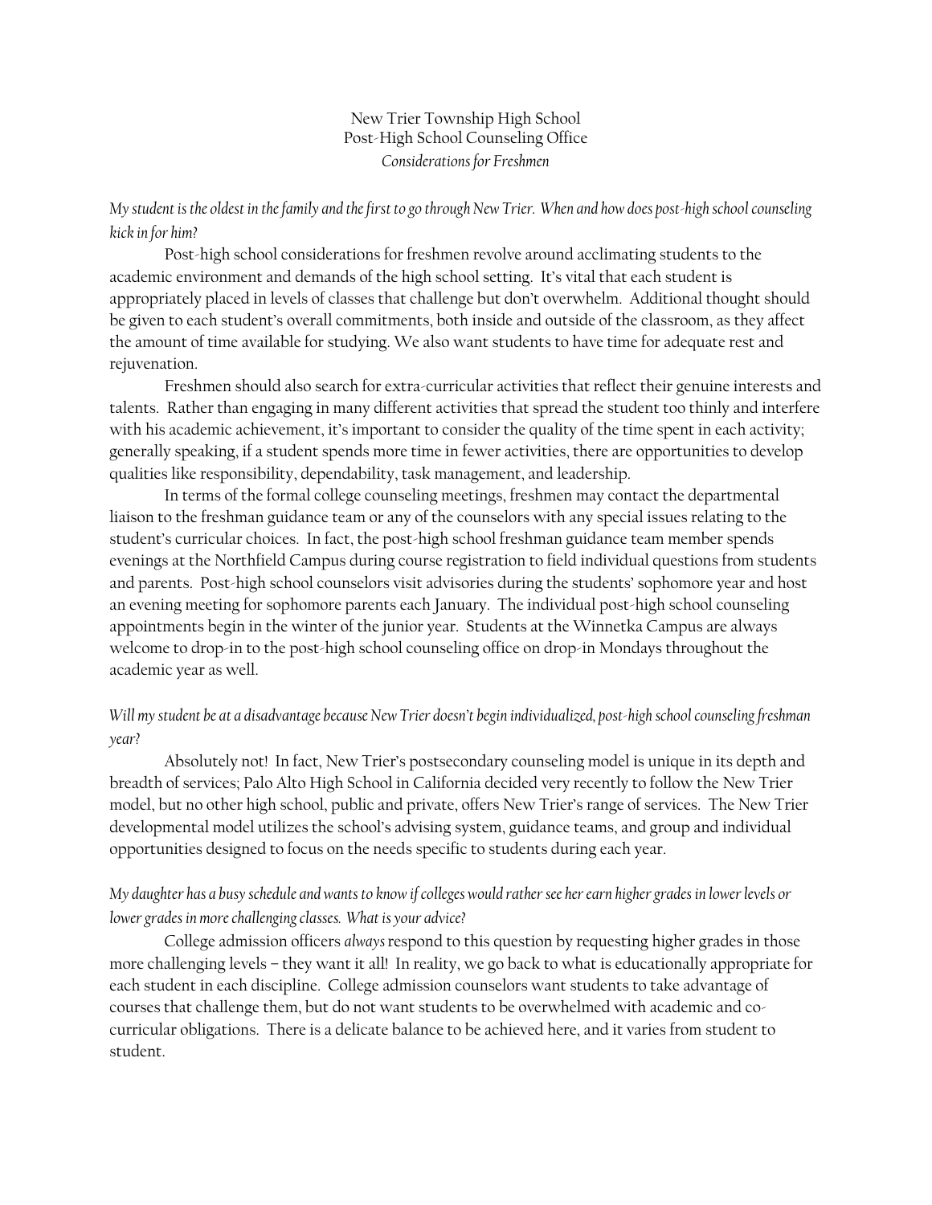# New Trier Township High School
## Post-High School Counseling Office
### *Considerations for Freshmen*

*My student is the oldest in the family and the first to go through New Trier. When and how does post-high school counseling kick in for him?*

Post-high school considerations for freshmen revolve around acclimating students to the academic environment and demands of the high school setting. It's vital that each student is appropriately placed in levels of classes that challenge but don't overwhelm. Additional thought should be given to each student's overall commitments, both inside and outside of the classroom, as they affect the amount of time available for studying. We also want students to have time for adequate rest and rejuvenation.

Freshmen should also search for extra-curricular activities that reflect their genuine interests and talents. Rather than engaging in many different activities that spread the student too thinly and interfere with his academic achievement, it's important to consider the quality of the time spent in each activity; generally speaking, if a student spends more time in fewer activities, there are opportunities to develop qualities like responsibility, dependability, task management, and leadership.

In terms of the formal college counseling meetings, freshmen may contact the departmental liaison to the freshman guidance team or any of the counselors with any special issues relating to the student's curricular choices. In fact, the post-high school freshman guidance team member spends evenings at the Northfield Campus during course registration to field individual questions from students and parents. Post-high school counselors visit advisories during the students' sophomore year and host an evening meeting for sophomore parents each January. The individual post-high school counseling appointments begin in the winter of the junior year. Students at the Winnetka Campus are always welcome to drop-in to the post-high school counseling office on drop-in Mondays throughout the academic year as well.

*Will my student be at a disadvantage because New Trier doesn't begin individualized, post-high school counseling freshman year?*

Absolutely not! In fact, New Trier's postsecondary counseling model is unique in its depth and breadth of services; Palo Alto High School in California decided very recently to follow the New Trier model, but no other high school, public and private, offers New Trier's range of services. The New Trier developmental model utilizes the school's advising system, guidance teams, and group and individual opportunities designed to focus on the needs specific to students during each year.

*My daughter has a busy schedule and wants to know if colleges would rather see her earn higher grades in lower levels or lower grades in more challenging classes. What is your advice?*

College admission officers *always* respond to this question by requesting higher grades in those more challenging levels – they want it all! In reality, we go back to what is educationally appropriate for each student in each discipline. College admission counselors want students to take advantage of courses that challenge them, but do not want students to be overwhelmed with academic and co-curricular obligations. There is a delicate balance to be achieved here, and it varies from student to student.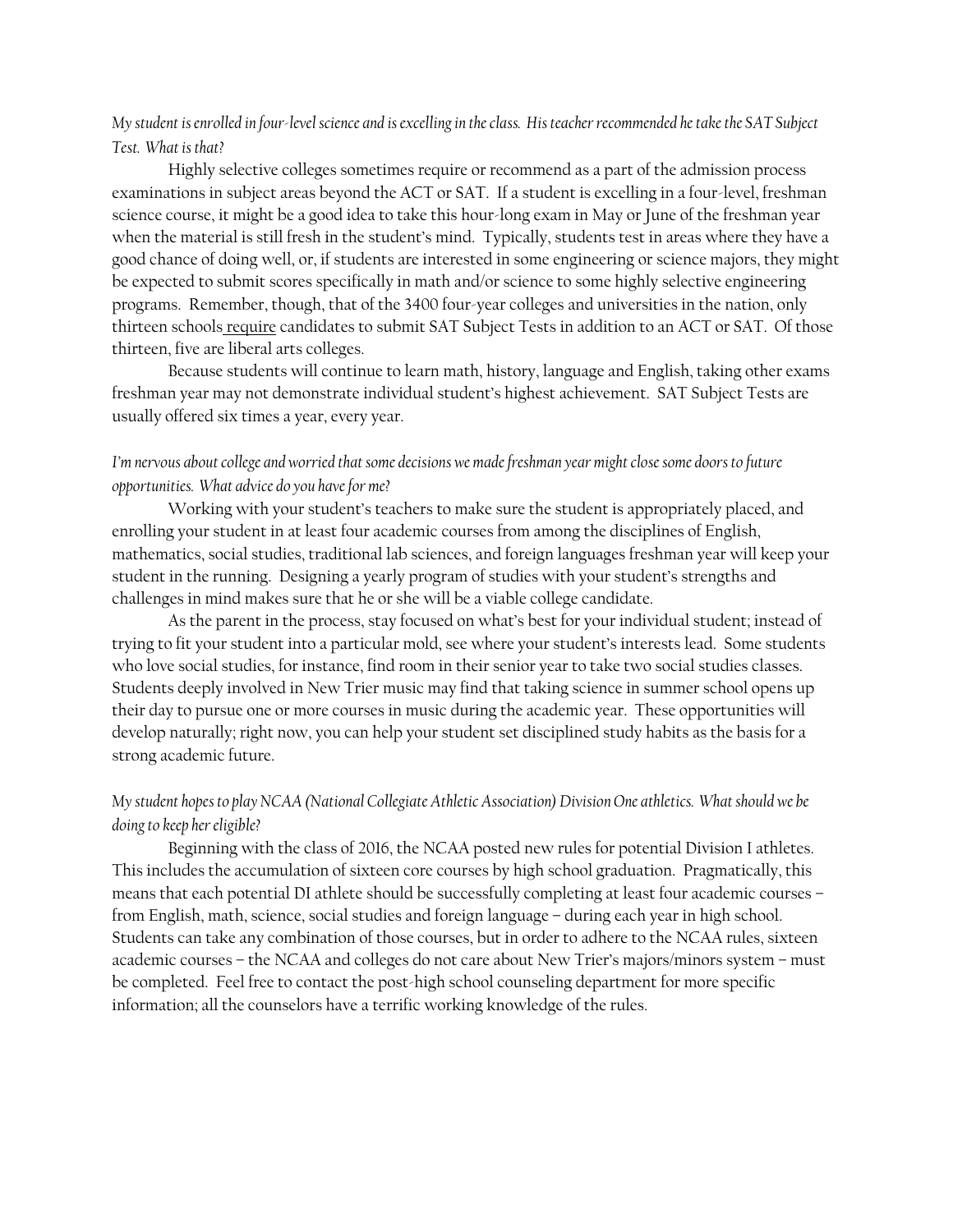*My student is enrolled in four-level science and is excelling in the class. His teacher recommended he take the SAT Subject Test. What is that?*

Highly selective colleges sometimes require or recommend as a part of the admission process examinations in subject areas beyond the ACT or SAT. If a student is excelling in a four-level, freshman science course, it might be a good idea to take this hour-long exam in May or June of the freshman year when the material is still fresh in the student's mind. Typically, students test in areas where they have a good chance of doing well, or, if students are interested in some engineering or science majors, they might be expected to submit scores specifically in math and/or science to some highly selective engineering programs. Remember, though, that of the 3400 four-year colleges and universities in the nation, only thirteen schools <u>require</u> candidates to submit SAT Subject Tests in addition to an ACT or SAT. Of those thirteen, five are liberal arts colleges.

Because students will continue to learn math, history, language and English, taking other exams freshman year may not demonstrate individual student's highest achievement. SAT Subject Tests are usually offered six times a year, every year.

*I'm nervous about college and worried that some decisions we made freshman year might close some doors to future opportunities. What advice do you have for me?*

Working with your student's teachers to make sure the student is appropriately placed, and enrolling your student in at least four academic courses from among the disciplines of English, mathematics, social studies, traditional lab sciences, and foreign languages freshman year will keep your student in the running. Designing a yearly program of studies with your student's strengths and challenges in mind makes sure that he or she will be a viable college candidate.

As the parent in the process, stay focused on what's best for your individual student; instead of trying to fit your student into a particular mold, see where your student's interests lead. Some students who love social studies, for instance, find room in their senior year to take two social studies classes. Students deeply involved in New Trier music may find that taking science in summer school opens up their day to pursue one or more courses in music during the academic year. These opportunities will develop naturally; right now, you can help your student set disciplined study habits as the basis for a strong academic future.

*My student hopes to play NCAA (National Collegiate Athletic Association) Division One athletics. What should we be doing to keep her eligible?*

Beginning with the class of 2016, the NCAA posted new rules for potential Division I athletes. This includes the accumulation of sixteen core courses by high school graduation. Pragmatically, this means that each potential DI athlete should be successfully completing at least four academic courses – from English, math, science, social studies and foreign language – during each year in high school. Students can take any combination of those courses, but in order to adhere to the NCAA rules, sixteen academic courses – the NCAA and colleges do not care about New Trier's majors/minors system – must be completed. Feel free to contact the post-high school counseling department for more specific information; all the counselors have a terrific working knowledge of the rules.